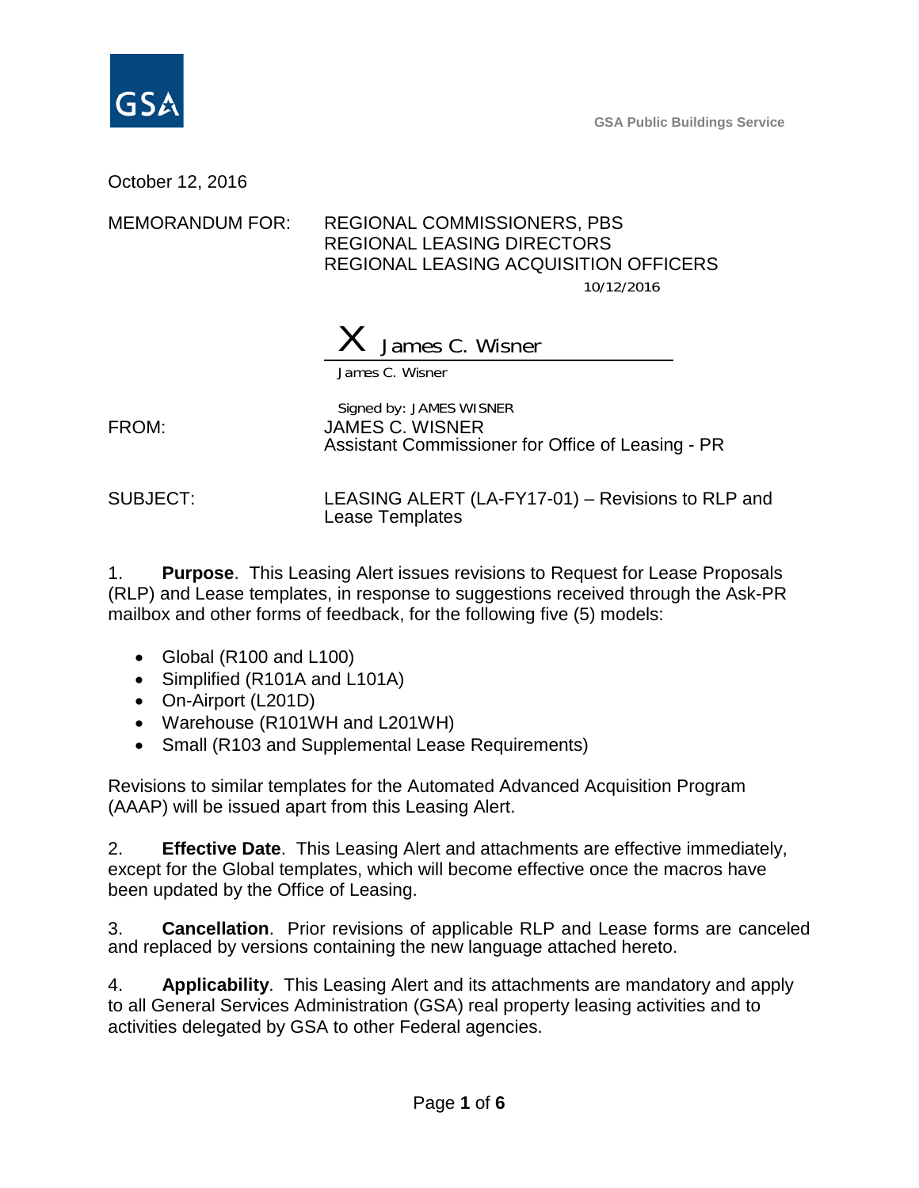GSA Public Buildings Service

October 12, 2016

MEMORANDUM FOR: REGIONAL COMMISSIONERS, PBS
REGIONAL LEASING DIRECTORS
REGIONAL LEASING ACQUISITION OFFICERS

10/12/2016

X James C. Wisner

James C. Wisner

Signed by: JAMES WISNER

FROM: JAMES C. WISNER
Assistant Commissioner for Office of Leasing - PR

SUBJECT: LEASING ALERT (LA-FY17-01) – Revisions to RLP and Lease Templates

1. **Purpose**. This Leasing Alert issues revisions to Request for Lease Proposals (RLP) and Lease templates, in response to suggestions received through the Ask-PR mailbox and other forms of feedback, for the following five (5) models:

- Global (R100 and L100)
- Simplified (R101A and L101A)
- On-Airport (L201D)
- Warehouse (R101WH and L201WH)
- Small (R103 and Supplemental Lease Requirements)

Revisions to similar templates for the Automated Advanced Acquisition Program (AAAP) will be issued apart from this Leasing Alert.

2. **Effective Date**. This Leasing Alert and attachments are effective immediately, except for the Global templates, which will become effective once the macros have been updated by the Office of Leasing.

3. **Cancellation**. Prior revisions of applicable RLP and Lease forms are canceled and replaced by versions containing the new language attached hereto.

4. **Applicability**. This Leasing Alert and its attachments are mandatory and apply to all General Services Administration (GSA) real property leasing activities and to activities delegated by GSA to other Federal agencies.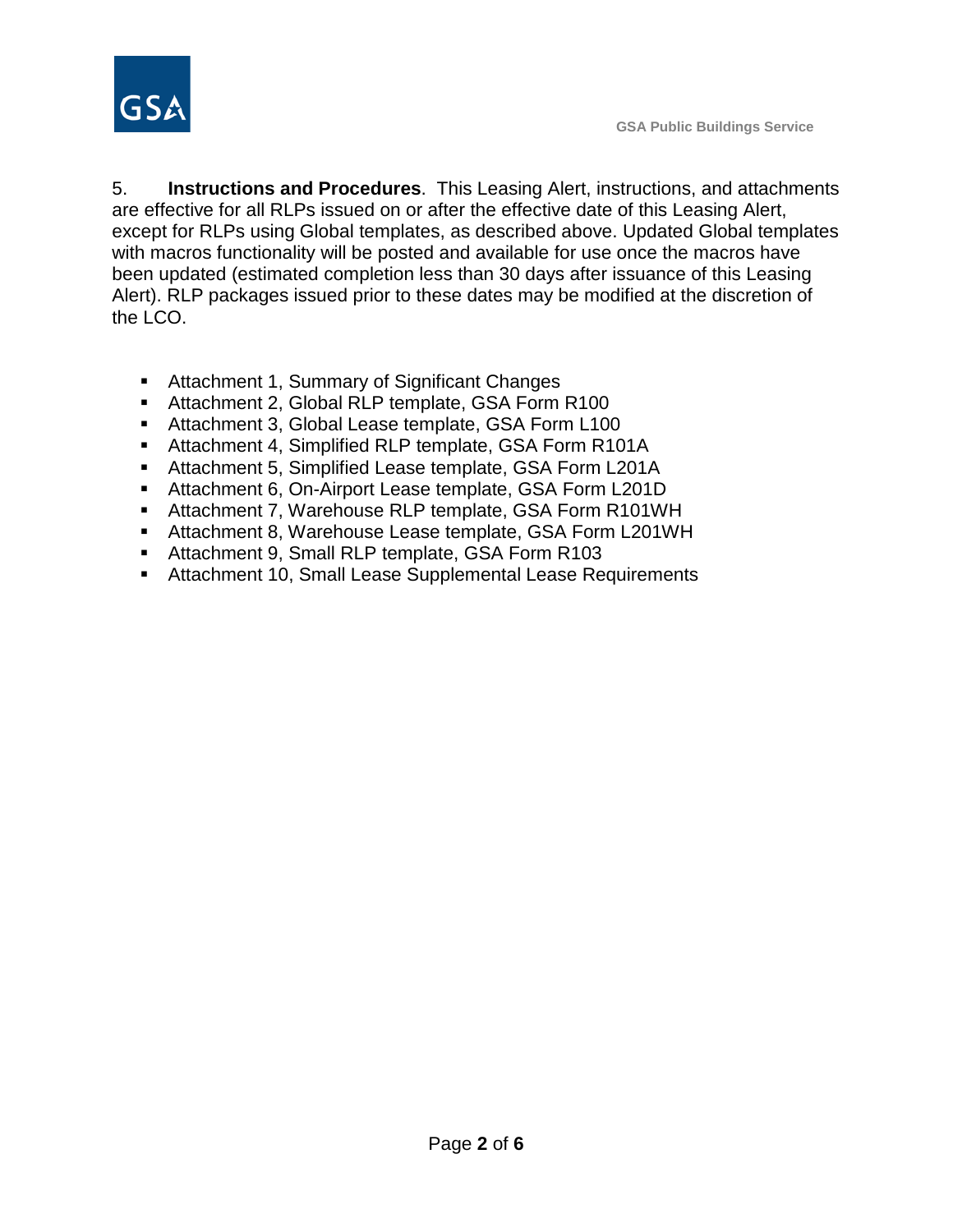5. **Instructions and Procedures**. This Leasing Alert, instructions, and attachments are effective for all RLPs issued on or after the effective date of this Leasing Alert, except for RLPs using Global templates, as described above. Updated Global templates with macros functionality will be posted and available for use once the macros have been updated (estimated completion less than 30 days after issuance of this Leasing Alert). RLP packages issued prior to these dates may be modified at the discretion of the LCO.

- Attachment 1, Summary of Significant Changes
- Attachment 2, Global RLP template, GSA Form R100
- Attachment 3, Global Lease template, GSA Form L100
- Attachment 4, Simplified RLP template, GSA Form R101A
- Attachment 5, Simplified Lease template, GSA Form L201A
- Attachment 6, On-Airport Lease template, GSA Form L201D
- Attachment 7, Warehouse RLP template, GSA Form R101WH
- Attachment 8, Warehouse Lease template, GSA Form L201WH
- Attachment 9, Small RLP template, GSA Form R103
- Attachment 10, Small Lease Supplemental Lease Requirements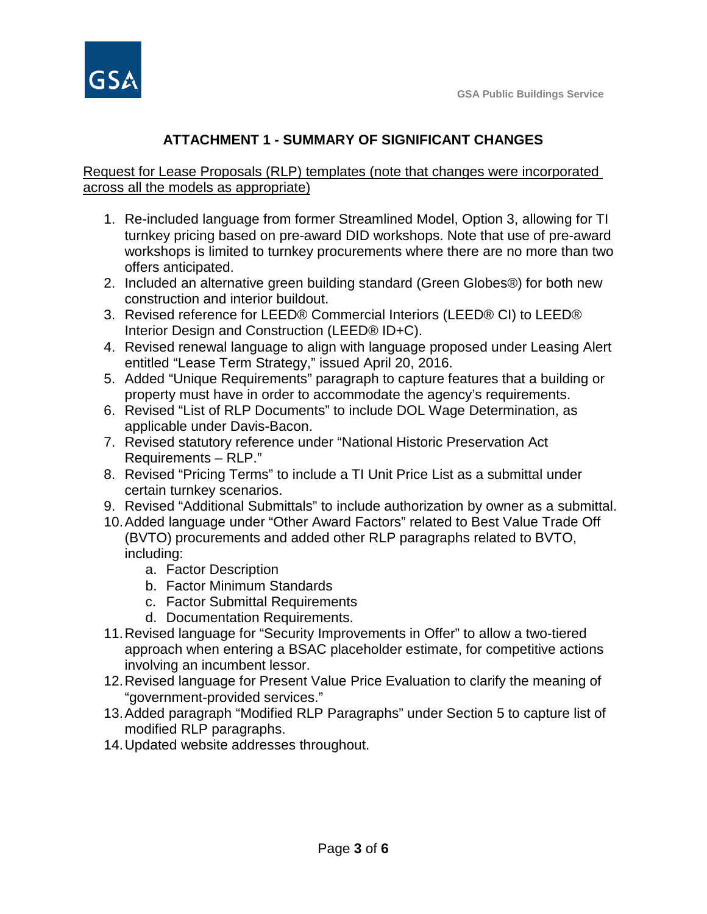## ATTACHMENT 1 - SUMMARY OF SIGNIFICANT CHANGES

Request for Lease Proposals (RLP) templates (note that changes were incorporated across all the models as appropriate)

1. Re-included language from former Streamlined Model, Option 3, allowing for TI turnkey pricing based on pre-award DID workshops. Note that use of pre-award workshops is limited to turnkey procurements where there are no more than two offers anticipated.
2. Included an alternative green building standard (Green Globes®) for both new construction and interior buildout.
3. Revised reference for LEED® Commercial Interiors (LEED® CI) to LEED® Interior Design and Construction (LEED® ID+C).
4. Revised renewal language to align with language proposed under Leasing Alert entitled "Lease Term Strategy," issued April 20, 2016.
5. Added "Unique Requirements" paragraph to capture features that a building or property must have in order to accommodate the agency's requirements.
6. Revised "List of RLP Documents" to include DOL Wage Determination, as applicable under Davis-Bacon.
7. Revised statutory reference under "National Historic Preservation Act Requirements – RLP."
8. Revised "Pricing Terms" to include a TI Unit Price List as a submittal under certain turnkey scenarios.
9. Revised "Additional Submittals" to include authorization by owner as a submittal.
10. Added language under "Other Award Factors" related to Best Value Trade Off (BVTO) procurements and added other RLP paragraphs related to BVTO, including:
    a. Factor Description
    b. Factor Minimum Standards
    c. Factor Submittal Requirements
    d. Documentation Requirements.
11. Revised language for "Security Improvements in Offer" to allow a two-tiered approach when entering a BSAC placeholder estimate, for competitive actions involving an incumbent lessor.
12. Revised language for Present Value Price Evaluation to clarify the meaning of "government-provided services."
13. Added paragraph "Modified RLP Paragraphs" under Section 5 to capture list of modified RLP paragraphs.
14. Updated website addresses throughout.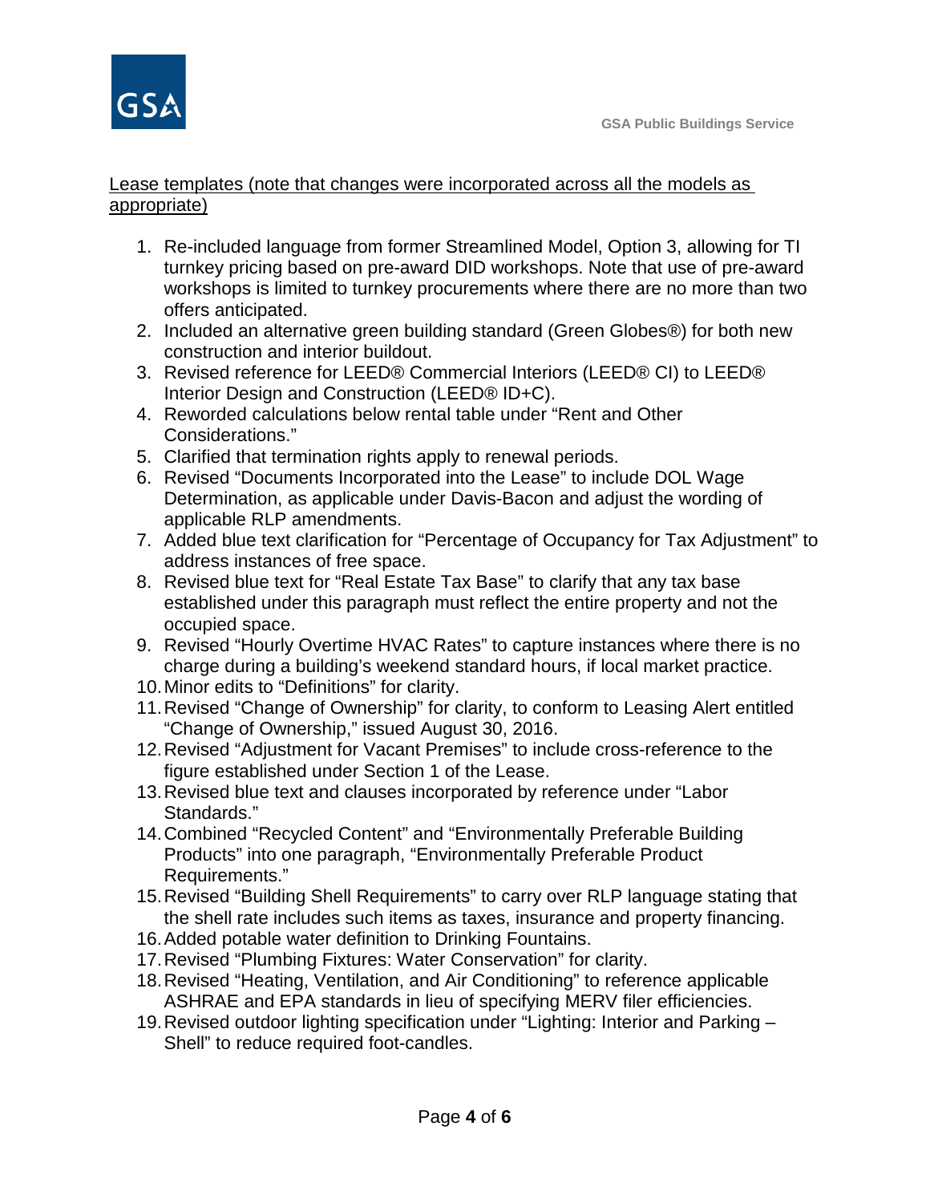Lease templates (note that changes were incorporated across all the models as appropriate)

1. Re-included language from former Streamlined Model, Option 3, allowing for TI turnkey pricing based on pre-award DID workshops. Note that use of pre-award workshops is limited to turnkey procurements where there are no more than two offers anticipated.
2. Included an alternative green building standard (Green Globes®) for both new construction and interior buildout.
3. Revised reference for LEED® Commercial Interiors (LEED® CI) to LEED® Interior Design and Construction (LEED® ID+C).
4. Reworded calculations below rental table under "Rent and Other Considerations."
5. Clarified that termination rights apply to renewal periods.
6. Revised "Documents Incorporated into the Lease" to include DOL Wage Determination, as applicable under Davis-Bacon and adjust the wording of applicable RLP amendments.
7. Added blue text clarification for "Percentage of Occupancy for Tax Adjustment" to address instances of free space.
8. Revised blue text for "Real Estate Tax Base" to clarify that any tax base established under this paragraph must reflect the entire property and not the occupied space.
9. Revised "Hourly Overtime HVAC Rates" to capture instances where there is no charge during a building's weekend standard hours, if local market practice.
10. Minor edits to "Definitions" for clarity.
11. Revised "Change of Ownership" for clarity, to conform to Leasing Alert entitled "Change of Ownership," issued August 30, 2016.
12. Revised "Adjustment for Vacant Premises" to include cross-reference to the figure established under Section 1 of the Lease.
13. Revised blue text and clauses incorporated by reference under "Labor Standards."
14. Combined "Recycled Content" and "Environmentally Preferable Building Products" into one paragraph, "Environmentally Preferable Product Requirements."
15. Revised "Building Shell Requirements" to carry over RLP language stating that the shell rate includes such items as taxes, insurance and property financing.
16. Added potable water definition to Drinking Fountains.
17. Revised "Plumbing Fixtures: Water Conservation" for clarity.
18. Revised "Heating, Ventilation, and Air Conditioning" to reference applicable ASHRAE and EPA standards in lieu of specifying MERV filer efficiencies.
19. Revised outdoor lighting specification under "Lighting: Interior and Parking – Shell" to reduce required foot-candles.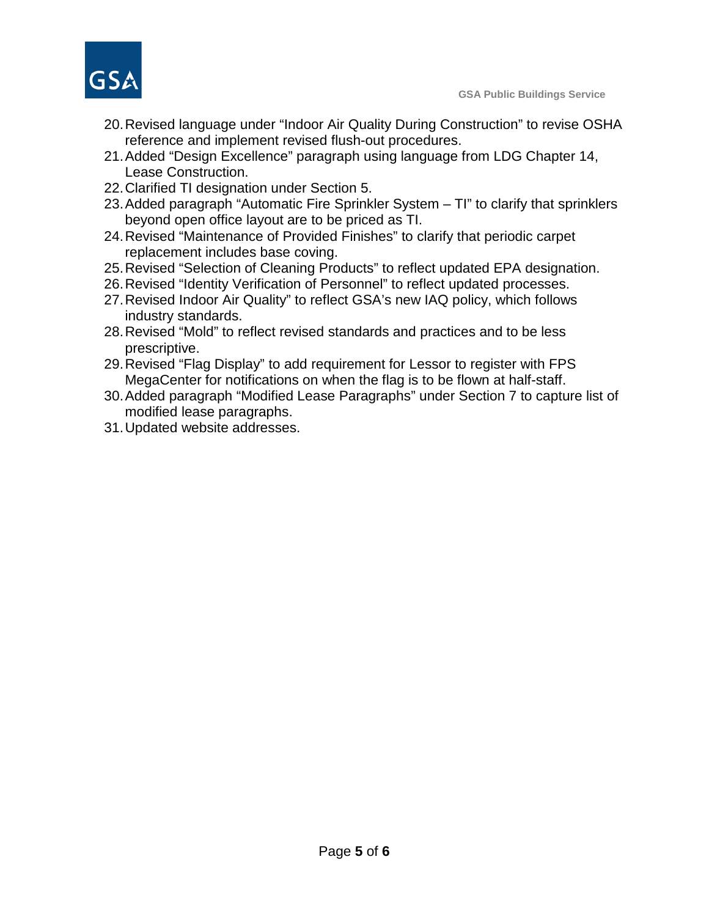20. Revised language under “Indoor Air Quality During Construction” to revise OSHA reference and implement revised flush-out procedures.
21. Added “Design Excellence” paragraph using language from LDG Chapter 14, Lease Construction.
22. Clarified TI designation under Section 5.
23. Added paragraph “Automatic Fire Sprinkler System – TI” to clarify that sprinklers beyond open office layout are to be priced as TI.
24. Revised “Maintenance of Provided Finishes” to clarify that periodic carpet replacement includes base coving.
25. Revised “Selection of Cleaning Products” to reflect updated EPA designation.
26. Revised “Identity Verification of Personnel” to reflect updated processes.
27. Revised Indoor Air Quality” to reflect GSA’s new IAQ policy, which follows industry standards.
28. Revised “Mold” to reflect revised standards and practices and to be less prescriptive.
29. Revised “Flag Display” to add requirement for Lessor to register with FPS MegaCenter for notifications on when the flag is to be flown at half-staff.
30. Added paragraph “Modified Lease Paragraphs” under Section 7 to capture list of modified lease paragraphs.
31. Updated website addresses.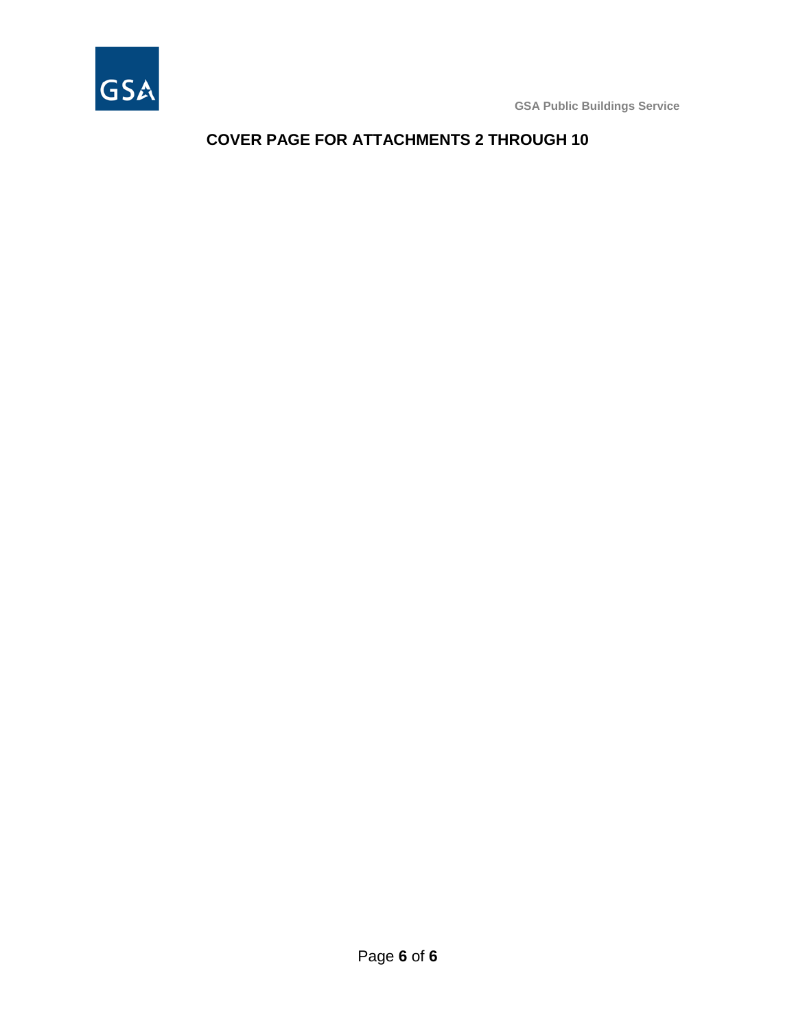# COVER PAGE FOR ATTACHMENTS 2 THROUGH 10